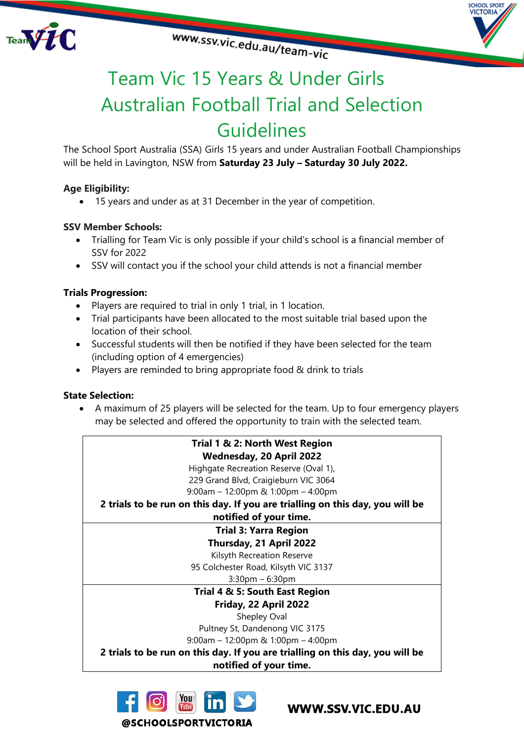www.ssv.vic.edu.au/team-vic

# Team Vic 15 Years & Under Girls Australian Football Trial and Selection Guidelines

The School Sport Australia (SSA) Girls 15 years and under Australian Football Championships will be held in Lavington, NSW from **Saturday 23 July – Saturday 30 July 2022.**

**Age Eligibility:**

- 15 years and under as at 31 December in the year of competition.

**SSV Member Schools:**

- Trialling for Team Vic is only possible if your child's school is a financial member of SSV for 2022
- SSV will contact you if the school your child attends is not a financial member

**Trials Progression:**

- Players are required to trial in only 1 trial, in 1 location.
- Trial participants have been allocated to the most suitable trial based upon the location of their school.
- Successful students will then be notified if they have been selected for the team (including option of 4 emergencies)
- Players are reminded to bring appropriate food & drink to trials

**State Selection:**

- A maximum of 25 players will be selected for the team. Up to four emergency players may be selected and offered the opportunity to train with the selected team.

| **Trial 1 & 2: North West Region**<br>**Wednesday, 20 April 2022**<br>Highgate Recreation Reserve (Oval 1),<br>229 Grand Blvd, Craigieburn VIC 3064<br>9:00am – 12:00pm & 1:00pm – 4:00pm<br>**2 trials to be run on this day. If you are trialling on this day, you will be notified of your time.** |
|---|
| **Trial 3: Yarra Region**<br>**Thursday, 21 April 2022**<br>Kilsyth Recreation Reserve<br>95 Colchester Road, Kilsyth VIC 3137<br>3:30pm – 6:30pm |
| **Trial 4 & 5: South East Region**<br>**Friday, 22 April 2022**<br>Shepley Oval<br>Pultney St, Dandenong VIC 3175<br>9:00am – 12:00pm & 1:00pm – 4:00pm<br>**2 trials to be run on this day. If you are trialling on this day, you will be notified of your time.** |

@SCHOOLSPORTVICTORIA

WWW.SSV.VIC.EDU.AU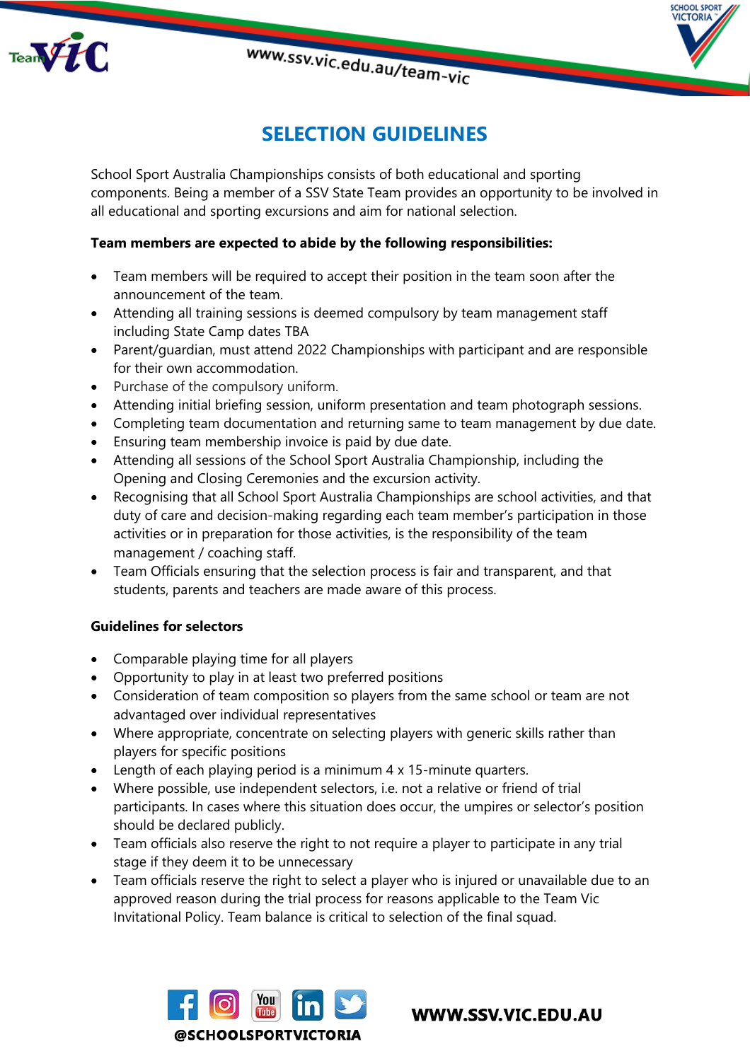# SELECTION GUIDELINES

School Sport Australia Championships consists of both educational and sporting components. Being a member of a SSV State Team provides an opportunity to be involved in all educational and sporting excursions and aim for national selection.

**Team members are expected to abide by the following responsibilities:**

- Team members will be required to accept their position in the team soon after the announcement of the team.
- Attending all training sessions is deemed compulsory by team management staff including State Camp dates TBA
- Parent/guardian, must attend 2022 Championships with participant and are responsible for their own accommodation.
- Purchase of the compulsory uniform.
- Attending initial briefing session, uniform presentation and team photograph sessions.
- Completing team documentation and returning same to team management by due date.
- Ensuring team membership invoice is paid by due date.
- Attending all sessions of the School Sport Australia Championship, including the Opening and Closing Ceremonies and the excursion activity.
- Recognising that all School Sport Australia Championships are school activities, and that duty of care and decision-making regarding each team member's participation in those activities or in preparation for those activities, is the responsibility of the team management / coaching staff.
- Team Officials ensuring that the selection process is fair and transparent, and that students, parents and teachers are made aware of this process.

**Guidelines for selectors**

- Comparable playing time for all players
- Opportunity to play in at least two preferred positions
- Consideration of team composition so players from the same school or team are not advantaged over individual representatives
- Where appropriate, concentrate on selecting players with generic skills rather than players for specific positions
- Length of each playing period is a minimum 4 x 15-minute quarters.
- Where possible, use independent selectors, i.e. not a relative or friend of trial participants. In cases where this situation does occur, the umpires or selector's position should be declared publicly.
- Team officials also reserve the right to not require a player to participate in any trial stage if they deem it to be unnecessary
- Team officials reserve the right to select a player who is injured or unavailable due to an approved reason during the trial process for reasons applicable to the Team Vic Invitational Policy. Team balance is critical to selection of the final squad.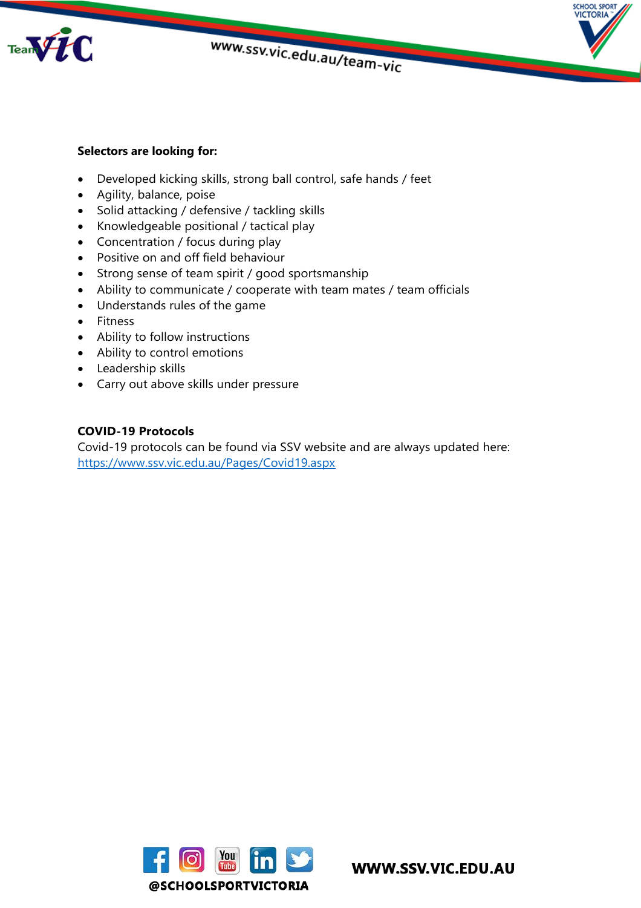**Selectors are looking for:**

- Developed kicking skills, strong ball control, safe hands / feet
- Agility, balance, poise
- Solid attacking / defensive / tackling skills
- Knowledgeable positional / tactical play
- Concentration / focus during play
- Positive on and off field behaviour
- Strong sense of team spirit / good sportsmanship
- Ability to communicate / cooperate with team mates / team officials
- Understands rules of the game
- Fitness
- Ability to follow instructions
- Ability to control emotions
- Leadership skills
- Carry out above skills under pressure

**COVID-19 Protocols**

Covid-19 protocols can be found via SSV website and are always updated here: [https://www.ssv.vic.edu.au/Pages/Covid19.aspx](https://www.ssv.vic.edu.au/Pages/Covid19.aspx)